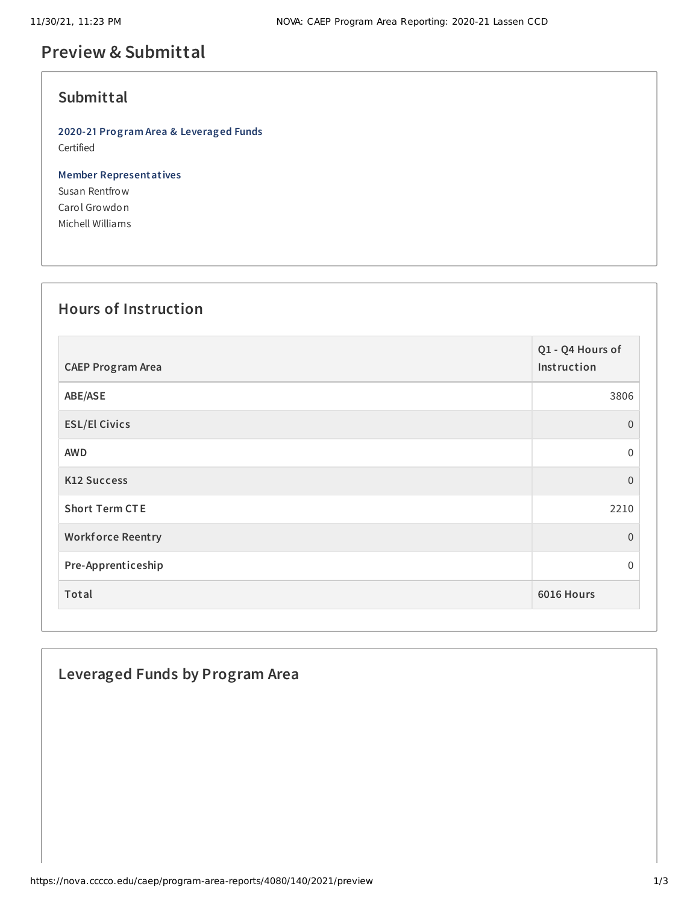# Preview & Submittal

## Submittal

**2020-21 Program Area & Leveraged Funds**
Certified

**Member Representatives**
Susan Rentfrow
Carol Growdon
Michell Williams

## Hours of Instruction

| CAEP Program Area | Q1 - Q4 Hours of Instruction |
| --- | --- |
| ABE/ASE | 3806 |
| ESL/El Civics | 0 |
| AWD | 0 |
| K12 Success | 0 |
| Short Term CTE | 2210 |
| Workforce Reentry | 0 |
| Pre-Apprenticeship | 0 |
| **Total** | **6016 Hours** |

## Leveraged Funds by Program Area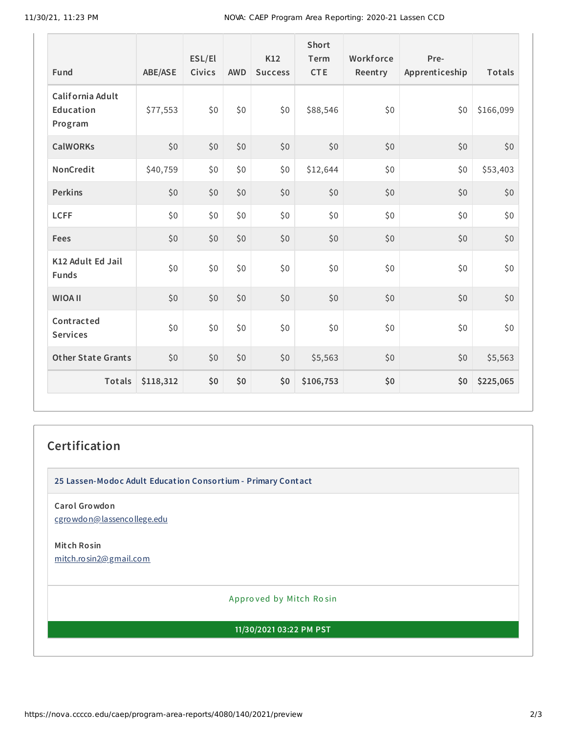| Fund | ABE/ASE | ESL/El Civics | AWD | K12 Success | Short Term CTE | Workforce Reentry | Pre-Apprenticeship | Totals |
|---|---|---|---|---|---|---|---|---|
| California Adult Education Program | $77,553 | $0 | $0 | $0 | $88,546 | $0 | $0 | $166,099 |
| CalWORKs | $0 | $0 | $0 | $0 | $0 | $0 | $0 | $0 |
| NonCredit | $40,759 | $0 | $0 | $0 | $12,644 | $0 | $0 | $53,403 |
| Perkins | $0 | $0 | $0 | $0 | $0 | $0 | $0 | $0 |
| LCFF | $0 | $0 | $0 | $0 | $0 | $0 | $0 | $0 |
| Fees | $0 | $0 | $0 | $0 | $0 | $0 | $0 | $0 |
| K12 Adult Ed Jail Funds | $0 | $0 | $0 | $0 | $0 | $0 | $0 | $0 |
| WIOA II | $0 | $0 | $0 | $0 | $0 | $0 | $0 | $0 |
| Contracted Services | $0 | $0 | $0 | $0 | $0 | $0 | $0 | $0 |
| Other State Grants | $0 | $0 | $0 | $0 | $5,563 | $0 | $0 | $5,563 |
| **Totals** | **$118,312** | **$0** | **$0** | **$0** | **$106,753** | **$0** | **$0** | **$225,065** |

## Certification

**25 Lassen-Modoc Adult Education Consortium - Primary Contact**

**Carol Growdon**
cgrowdon@lassencollege.edu

**Mitch Rosin**
mitch.rosin2@gmail.com

Approved by Mitch Rosin

**11/30/2021 03:22 PM PST**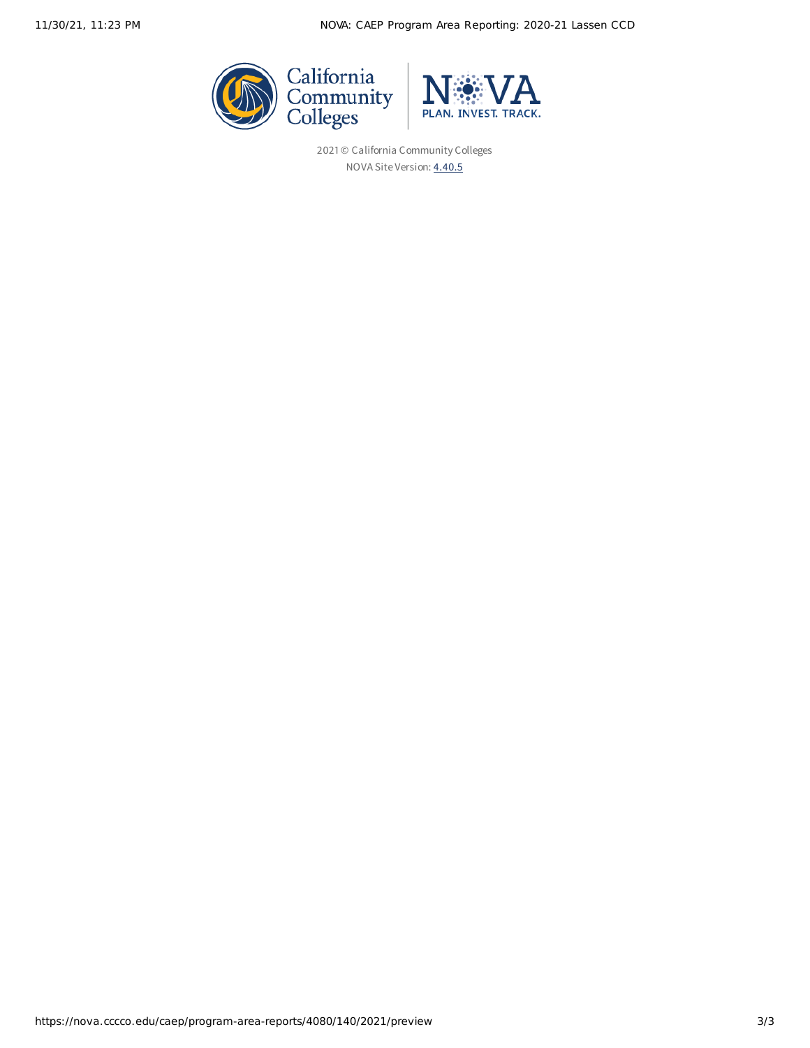California Community Colleges

NOVA PLAN. INVEST. TRACK.

2021 © California Community Colleges

NOVA Site Version: 4.40.5